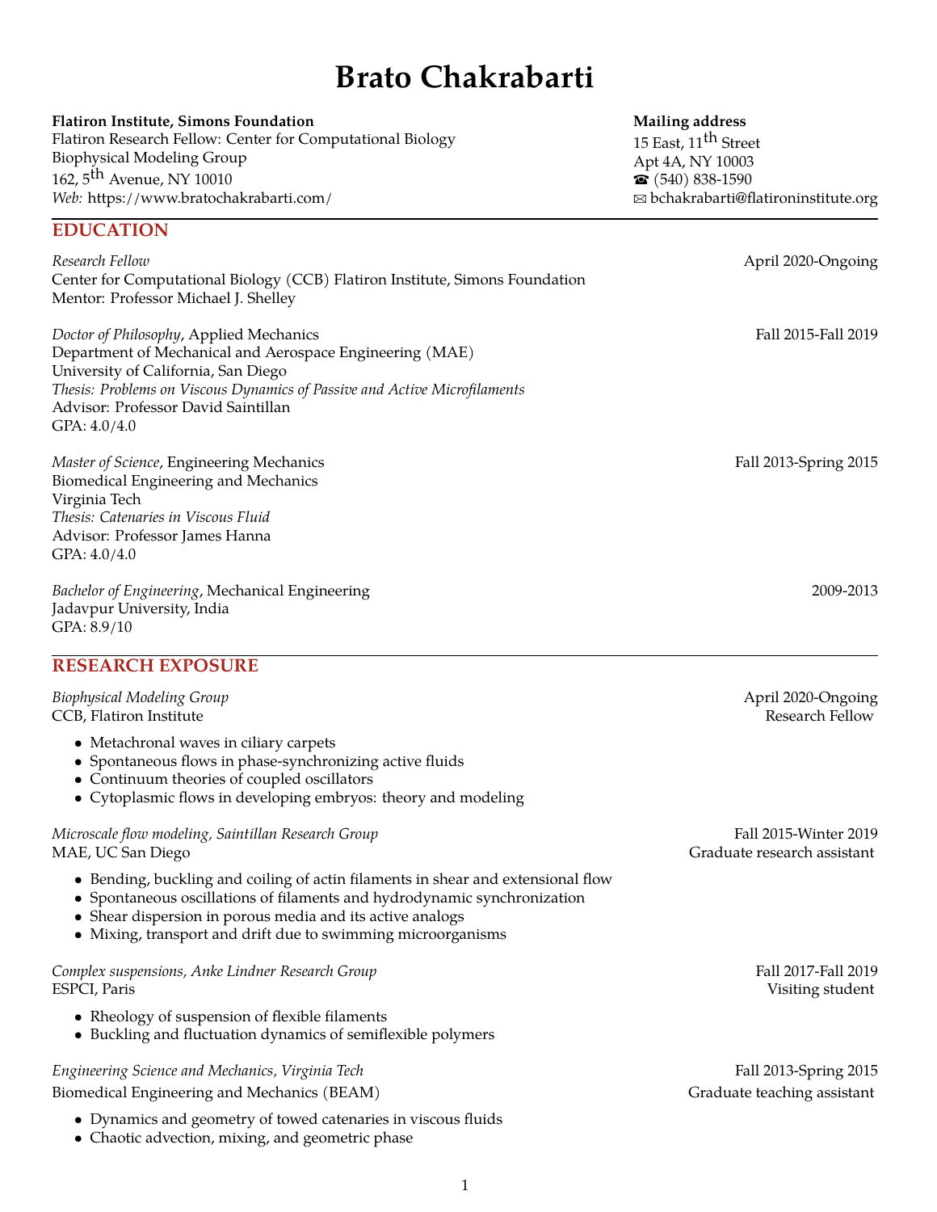# Brato Chakrabarti

**Flatiron Institute, Simons Foundation**
Flatiron Research Fellow: Center for Computational Biology
Biophysical Modeling Group
162, 5$^{th}$ Avenue, NY 10010
*Web:* https://www.bratochakrabarti.com/

**Mailing address**
15 East, 11$^{th}$ Street
Apt 4A, NY 10003
☎ (540) 838-1590
✉ bchakrabarti@flatironinstitute.org

## EDUCATION

*Research Fellow* — April 2020-Ongoing
Center for Computational Biology (CCB) Flatiron Institute, Simons Foundation
Mentor: Professor Michael J. Shelley

*Doctor of Philosophy*, Applied Mechanics — Fall 2015-Fall 2019
Department of Mechanical and Aerospace Engineering (MAE)
University of California, San Diego
*Thesis: Problems on Viscous Dynamics of Passive and Active Microfilaments*
Advisor: Professor David Saintillan
GPA: 4.0/4.0

*Master of Science*, Engineering Mechanics — Fall 2013-Spring 2015
Biomedical Engineering and Mechanics
Virginia Tech
*Thesis: Catenaries in Viscous Fluid*
Advisor: Professor James Hanna
GPA: 4.0/4.0

*Bachelor of Engineering*, Mechanical Engineering — 2009-2013
Jadavpur University, India
GPA: 8.9/10

## RESEARCH EXPOSURE

*Biophysical Modeling Group* — April 2020-Ongoing
CCB, Flatiron Institute — Research Fellow

- Metachronal waves in ciliary carpets
- Spontaneous flows in phase-synchronizing active fluids
- Continuum theories of coupled oscillators
- Cytoplasmic flows in developing embryos: theory and modeling

*Microscale flow modeling, Saintillan Research Group* — Fall 2015-Winter 2019
MAE, UC San Diego — Graduate research assistant

- Bending, buckling and coiling of actin filaments in shear and extensional flow
- Spontaneous oscillations of filaments and hydrodynamic synchronization
- Shear dispersion in porous media and its active analogs
- Mixing, transport and drift due to swimming microorganisms

*Complex suspensions, Anke Lindner Research Group* — Fall 2017-Fall 2019
ESPCI, Paris — Visiting student

- Rheology of suspension of flexible filaments
- Buckling and fluctuation dynamics of semiflexible polymers

*Engineering Science and Mechanics, Virginia Tech* — Fall 2013-Spring 2015
Biomedical Engineering and Mechanics (BEAM) — Graduate teaching assistant

- Dynamics and geometry of towed catenaries in viscous fluids
- Chaotic advection, mixing, and geometric phase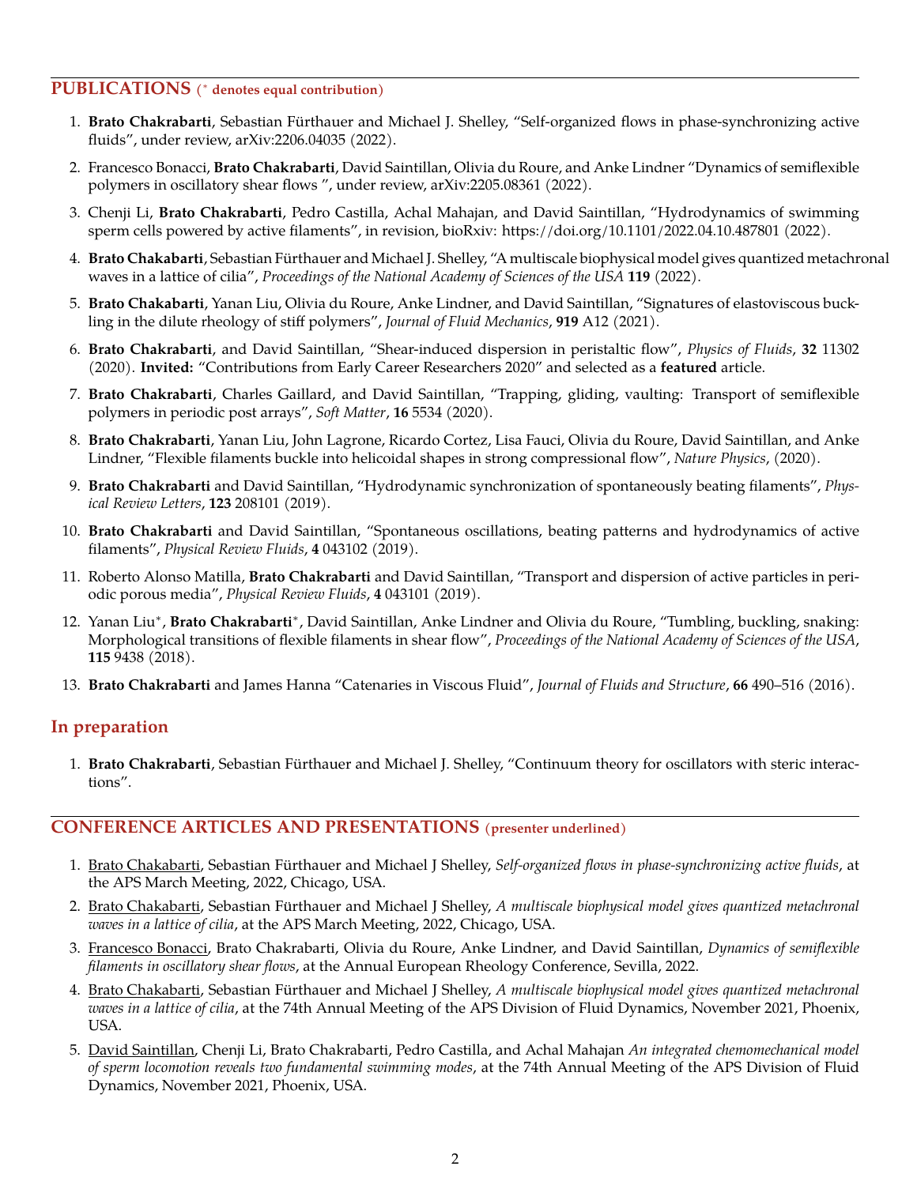## PUBLICATIONS (* denotes equal contribution)

1. **Brato Chakrabarti**, Sebastian Fürthauer and Michael J. Shelley, "Self-organized flows in phase-synchronizing active fluids", under review, arXiv:2206.04035 (2022).
2. Francesco Bonacci, **Brato Chakrabarti**, David Saintillan, Olivia du Roure, and Anke Lindner "Dynamics of semiflexible polymers in oscillatory shear flows ", under review, arXiv:2205.08361 (2022).
3. Chenji Li, **Brato Chakrabarti**, Pedro Castilla, Achal Mahajan, and David Saintillan, "Hydrodynamics of swimming sperm cells powered by active filaments", in revision, bioRxiv: https://doi.org/10.1101/2022.04.10.487801 (2022).
4. **Brato Chakabarti**, Sebastian Fürthauer and Michael J. Shelley, "A multiscale biophysical model gives quantized metachronal waves in a lattice of cilia", *Proceedings of the National Academy of Sciences of the USA* **119** (2022).
5. **Brato Chakabarti**, Yanan Liu, Olivia du Roure, Anke Lindner, and David Saintillan, "Signatures of elastoviscous buckling in the dilute rheology of stiff polymers", *Journal of Fluid Mechanics*, **919** A12 (2021).
6. **Brato Chakrabarti**, and David Saintillan, "Shear-induced dispersion in peristaltic flow", *Physics of Fluids*, **32** 11302 (2020). **Invited:** "Contributions from Early Career Researchers 2020" and selected as a **featured** article.
7. **Brato Chakrabarti**, Charles Gaillard, and David Saintillan, "Trapping, gliding, vaulting: Transport of semiflexible polymers in periodic post arrays", *Soft Matter*, **16** 5534 (2020).
8. **Brato Chakrabarti**, Yanan Liu, John Lagrone, Ricardo Cortez, Lisa Fauci, Olivia du Roure, David Saintillan, and Anke Lindner, "Flexible filaments buckle into helicoidal shapes in strong compressional flow", *Nature Physics*, (2020).
9. **Brato Chakrabarti** and David Saintillan, "Hydrodynamic synchronization of spontaneously beating filaments", *Physical Review Letters*, **123** 208101 (2019).
10. **Brato Chakrabarti** and David Saintillan, "Spontaneous oscillations, beating patterns and hydrodynamics of active filaments", *Physical Review Fluids*, **4** 043102 (2019).
11. Roberto Alonso Matilla, **Brato Chakrabarti** and David Saintillan, "Transport and dispersion of active particles in periodic porous media", *Physical Review Fluids*, **4** 043101 (2019).
12. Yanan Liu*, **Brato Chakrabarti***, David Saintillan, Anke Lindner and Olivia du Roure, "Tumbling, buckling, snaking: Morphological transitions of flexible filaments in shear flow", *Proceedings of the National Academy of Sciences of the USA*, **115** 9438 (2018).
13. **Brato Chakrabarti** and James Hanna "Catenaries in Viscous Fluid", *Journal of Fluids and Structure*, **66** 490–516 (2016).

## In preparation

1. **Brato Chakrabarti**, Sebastian Fürthauer and Michael J. Shelley, "Continuum theory for oscillators with steric interactions".

## CONFERENCE ARTICLES AND PRESENTATIONS (presenter underlined)

1. <u>Brato Chakabarti</u>, Sebastian Fürthauer and Michael J Shelley, *Self-organized flows in phase-synchronizing active fluids*, at the APS March Meeting, 2022, Chicago, USA.
2. <u>Brato Chakabarti</u>, Sebastian Fürthauer and Michael J Shelley, *A multiscale biophysical model gives quantized metachronal waves in a lattice of cilia*, at the APS March Meeting, 2022, Chicago, USA.
3. <u>Francesco Bonacci</u>, Brato Chakrabarti, Olivia du Roure, Anke Lindner, and David Saintillan, *Dynamics of semiflexible filaments in oscillatory shear flows*, at the Annual European Rheology Conference, Sevilla, 2022.
4. <u>Brato Chakabarti</u>, Sebastian Fürthauer and Michael J Shelley, *A multiscale biophysical model gives quantized metachronal waves in a lattice of cilia*, at the 74th Annual Meeting of the APS Division of Fluid Dynamics, November 2021, Phoenix, USA.
5. <u>David Saintillan</u>, Chenji Li, Brato Chakrabarti, Pedro Castilla, and Achal Mahajan *An integrated chemomechanical model of sperm locomotion reveals two fundamental swimming modes*, at the 74th Annual Meeting of the APS Division of Fluid Dynamics, November 2021, Phoenix, USA.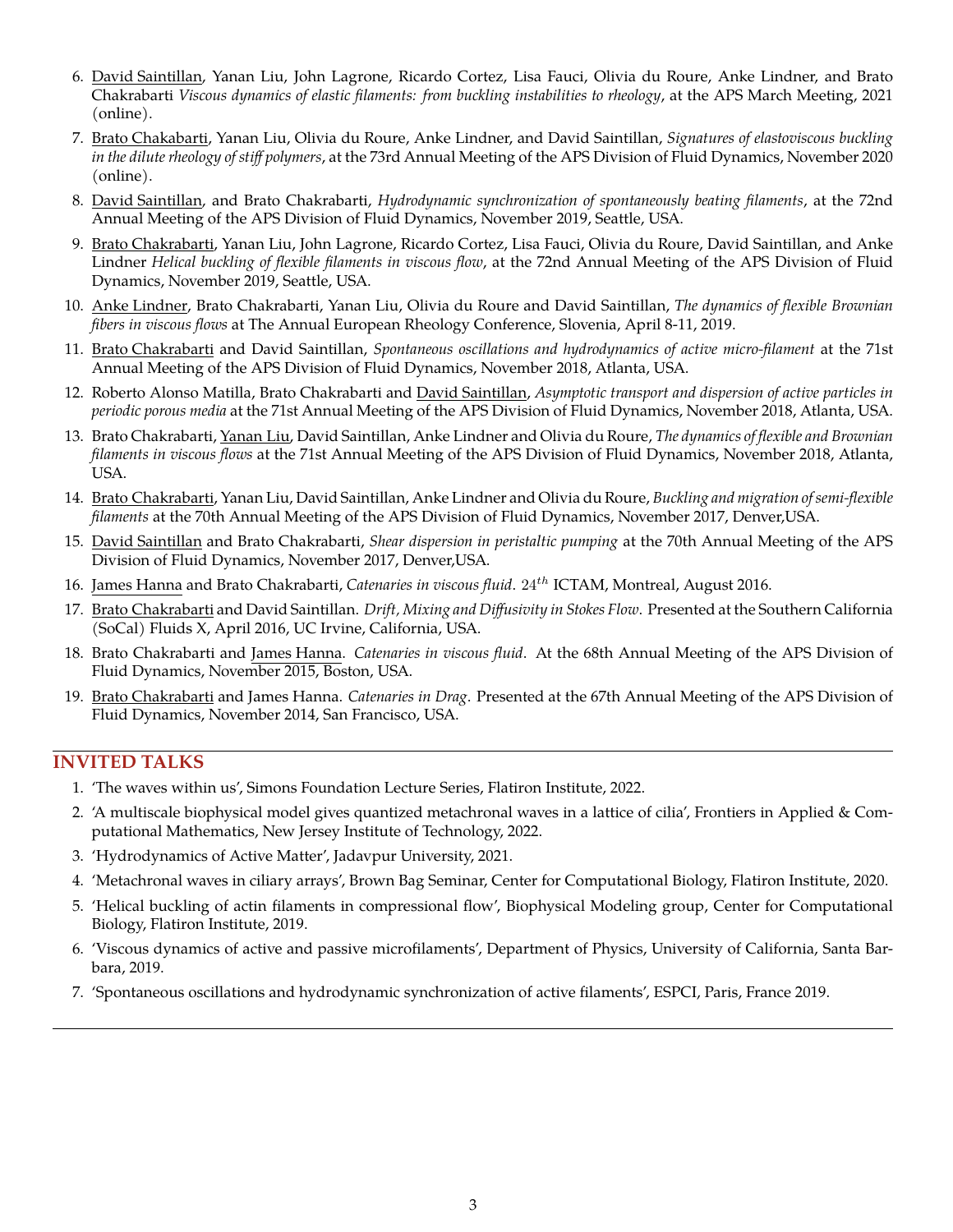6. David Saintillan, Yanan Liu, John Lagrone, Ricardo Cortez, Lisa Fauci, Olivia du Roure, Anke Lindner, and Brato Chakrabarti *Viscous dynamics of elastic filaments: from buckling instabilities to rheology*, at the APS March Meeting, 2021 (online).
7. Brato Chakabarti, Yanan Liu, Olivia du Roure, Anke Lindner, and David Saintillan, *Signatures of elastoviscous buckling in the dilute rheology of stiff polymers*, at the 73rd Annual Meeting of the APS Division of Fluid Dynamics, November 2020 (online).
8. David Saintillan, and Brato Chakrabarti, *Hydrodynamic synchronization of spontaneously beating filaments*, at the 72nd Annual Meeting of the APS Division of Fluid Dynamics, November 2019, Seattle, USA.
9. Brato Chakrabarti, Yanan Liu, John Lagrone, Ricardo Cortez, Lisa Fauci, Olivia du Roure, David Saintillan, and Anke Lindner *Helical buckling of flexible filaments in viscous flow*, at the 72nd Annual Meeting of the APS Division of Fluid Dynamics, November 2019, Seattle, USA.
10. Anke Lindner, Brato Chakrabarti, Yanan Liu, Olivia du Roure and David Saintillan, *The dynamics of flexible Brownian fibers in viscous flows* at The Annual European Rheology Conference, Slovenia, April 8-11, 2019.
11. Brato Chakrabarti and David Saintillan, *Spontaneous oscillations and hydrodynamics of active micro-filament* at the 71st Annual Meeting of the APS Division of Fluid Dynamics, November 2018, Atlanta, USA.
12. Roberto Alonso Matilla, Brato Chakrabarti and David Saintillan, *Asymptotic transport and dispersion of active particles in periodic porous media* at the 71st Annual Meeting of the APS Division of Fluid Dynamics, November 2018, Atlanta, USA.
13. Brato Chakrabarti, Yanan Liu, David Saintillan, Anke Lindner and Olivia du Roure, *The dynamics of flexible and Brownian filaments in viscous flows* at the 71st Annual Meeting of the APS Division of Fluid Dynamics, November 2018, Atlanta, USA.
14. Brato Chakrabarti, Yanan Liu, David Saintillan, Anke Lindner and Olivia du Roure, *Buckling and migration of semi-flexible filaments* at the 70th Annual Meeting of the APS Division of Fluid Dynamics, November 2017, Denver,USA.
15. David Saintillan and Brato Chakrabarti, *Shear dispersion in peristaltic pumping* at the 70th Annual Meeting of the APS Division of Fluid Dynamics, November 2017, Denver,USA.
16. James Hanna and Brato Chakrabarti, *Catenaries in viscous fluid*. $24^{th}$ ICTAM, Montreal, August 2016.
17. Brato Chakrabarti and David Saintillan. *Drift, Mixing and Diffusivity in Stokes Flow*. Presented at the Southern California (SoCal) Fluids X, April 2016, UC Irvine, California, USA.
18. Brato Chakrabarti and James Hanna. *Catenaries in viscous fluid*. At the 68th Annual Meeting of the APS Division of Fluid Dynamics, November 2015, Boston, USA.
19. Brato Chakrabarti and James Hanna. *Catenaries in Drag*. Presented at the 67th Annual Meeting of the APS Division of Fluid Dynamics, November 2014, San Francisco, USA.

## INVITED TALKS

1. 'The waves within us', Simons Foundation Lecture Series, Flatiron Institute, 2022.
2. 'A multiscale biophysical model gives quantized metachronal waves in a lattice of cilia', Frontiers in Applied & Computational Mathematics, New Jersey Institute of Technology, 2022.
3. 'Hydrodynamics of Active Matter', Jadavpur University, 2021.
4. 'Metachronal waves in ciliary arrays', Brown Bag Seminar, Center for Computational Biology, Flatiron Institute, 2020.
5. 'Helical buckling of actin filaments in compressional flow', Biophysical Modeling group, Center for Computational Biology, Flatiron Institute, 2019.
6. 'Viscous dynamics of active and passive microfilaments', Department of Physics, University of California, Santa Barbara, 2019.
7. 'Spontaneous oscillations and hydrodynamic synchronization of active filaments', ESPCI, Paris, France 2019.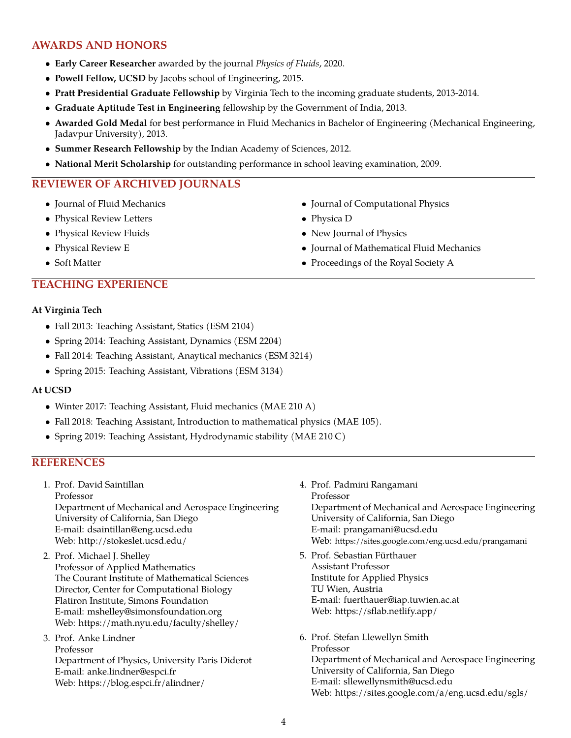## AWARDS AND HONORS

- **Early Career Researcher** awarded by the journal *Physics of Fluids*, 2020.
- **Powell Fellow, UCSD** by Jacobs school of Engineering, 2015.
- **Pratt Presidential Graduate Fellowship** by Virginia Tech to the incoming graduate students, 2013-2014.
- **Graduate Aptitude Test in Engineering** fellowship by the Government of India, 2013.
- **Awarded Gold Medal** for best performance in Fluid Mechanics in Bachelor of Engineering (Mechanical Engineering, Jadavpur University), 2013.
- **Summer Research Fellowship** by the Indian Academy of Sciences, 2012.
- **National Merit Scholarship** for outstanding performance in school leaving examination, 2009.

## REVIEWER OF ARCHIVED JOURNALS

- Journal of Fluid Mechanics
- Physical Review Letters
- Physical Review Fluids
- Physical Review E
- Soft Matter
- Journal of Computational Physics
- Physica D
- New Journal of Physics
- Journal of Mathematical Fluid Mechanics
- Proceedings of the Royal Society A

## TEACHING EXPERIENCE

**At Virginia Tech**

- Fall 2013: Teaching Assistant, Statics (ESM 2104)
- Spring 2014: Teaching Assistant, Dynamics (ESM 2204)
- Fall 2014: Teaching Assistant, Anaytical mechanics (ESM 3214)
- Spring 2015: Teaching Assistant, Vibrations (ESM 3134)

**At UCSD**

- Winter 2017: Teaching Assistant, Fluid mechanics (MAE 210 A)
- Fall 2018: Teaching Assistant, Introduction to mathematical physics (MAE 105).
- Spring 2019: Teaching Assistant, Hydrodynamic stability (MAE 210 C)

## REFERENCES

1. Prof. David Saintillan
   Professor
   Department of Mechanical and Aerospace Engineering
   University of California, San Diego
   E-mail: dsaintillan@eng.ucsd.edu
   Web: http://stokeslet.ucsd.edu/
2. Prof. Michael J. Shelley
   Professor of Applied Mathematics
   The Courant Institute of Mathematical Sciences
   Director, Center for Computational Biology
   Flatiron Institute, Simons Foundation
   E-mail: mshelley@simonsfoundation.org
   Web: https://math.nyu.edu/faculty/shelley/
3. Prof. Anke Lindner
   Professor
   Department of Physics, University Paris Diderot
   E-mail: anke.lindner@espci.fr
   Web: https://blog.espci.fr/alindner/
4. Prof. Padmini Rangamani
   Professor
   Department of Mechanical and Aerospace Engineering
   University of California, San Diego
   E-mail: prangamani@ucsd.edu
   Web: https://sites.google.com/eng.ucsd.edu/prangamani
5. Prof. Sebastian Fürthauer
   Assistant Professor
   Institute for Applied Physics
   TU Wien, Austria
   E-mail: fuerthauer@iap.tuwien.ac.at
   Web: https://sflab.netlify.app/
6. Prof. Stefan Llewellyn Smith
   Professor
   Department of Mechanical and Aerospace Engineering
   University of California, San Diego
   E-mail: sllewellynsmith@ucsd.edu
   Web: https://sites.google.com/a/eng.ucsd.edu/sgls/